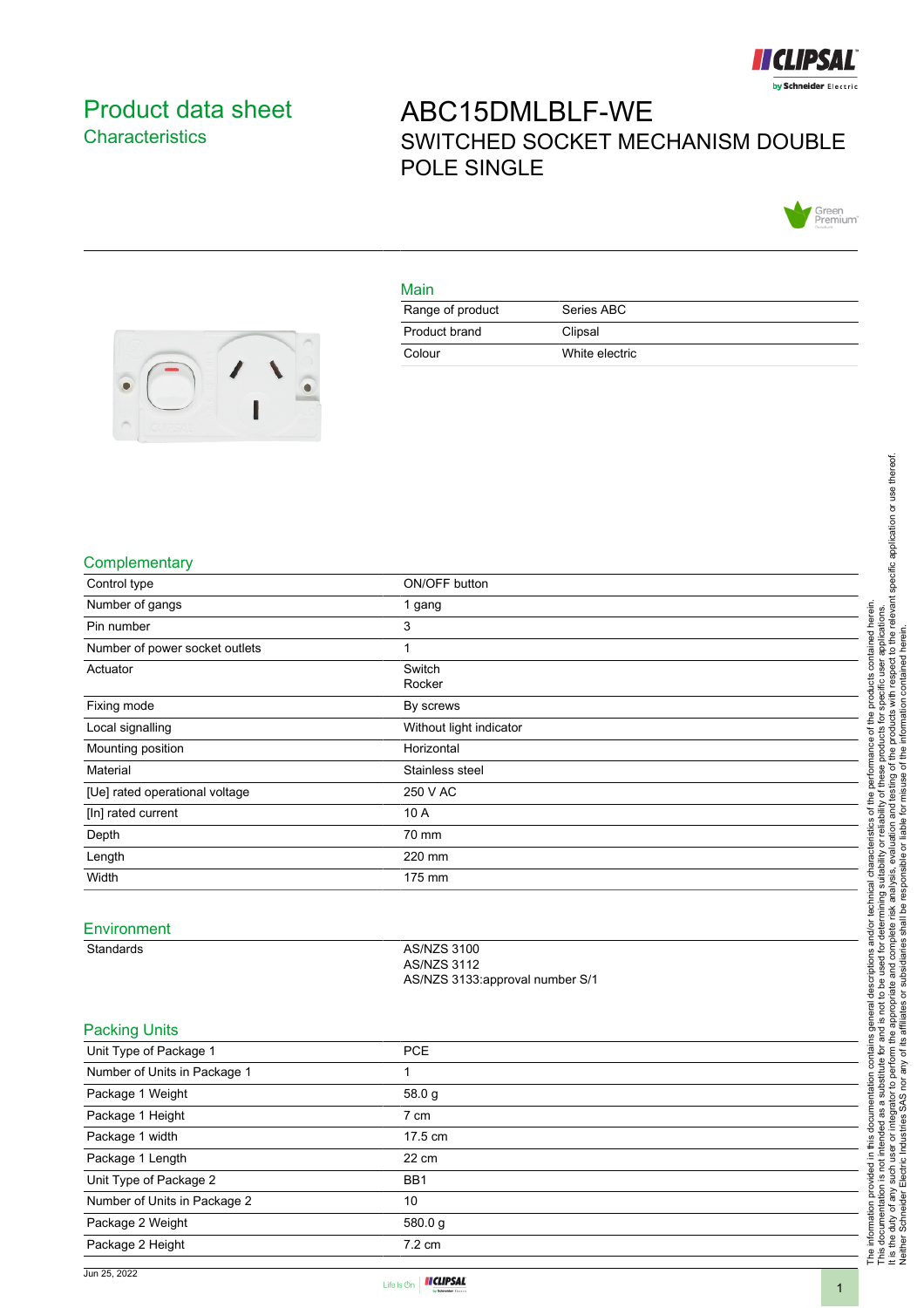# Product data sheet

## Characteristics

# ABC15DMLBLF-WE

SWITCHED SOCKET MECHANISM DOUBLE POLE SINGLE

## Main

| | |
|---|---|
| Range of product | Series ABC |
| Product brand | Clipsal |
| Colour | White electric |

## Complementary

| | |
|---|---|
| Control type | ON/OFF button |
| Number of gangs | 1 gang |
| Pin number | 3 |
| Number of power socket outlets | 1 |
| Actuator | Switch<br>Rocker |
| Fixing mode | By screws |
| Local signalling | Without light indicator |
| Mounting position | Horizontal |
| Material | Stainless steel |
| [Ue] rated operational voltage | 250 V AC |
| [In] rated current | 10 A |
| Depth | 70 mm |
| Length | 220 mm |
| Width | 175 mm |

## Environment

| | |
|---|---|
| Standards | AS/NZS 3100<br>AS/NZS 3112<br>AS/NZS 3133:approval number S/1 |

## Packing Units

| | |
|---|---|
| Unit Type of Package 1 | PCE |
| Number of Units in Package 1 | 1 |
| Package 1 Weight | 58.0 g |
| Package 1 Height | 7 cm |
| Package 1 width | 17.5 cm |
| Package 1 Length | 22 cm |
| Unit Type of Package 2 | BB1 |
| Number of Units in Package 2 | 10 |
| Package 2 Weight | 580.0 g |
| Package 2 Height | 7.2 cm |

The information provided in this documentation contains general descriptions and/or technical characteristics of the performance of the products contained herein. This documentation is not intended as a substitute for and is not to be used for determining suitability or reliability of these products for specific user applications. It is the duty of any such user or integrator to perform the appropriate and complete risk analysis, evaluation and testing of the products with respect to the relevant specific application or use thereof. Neither Schneider Electric Industries SAS nor any of its affiliates or subsidiaries shall be responsible or liable for misuse of the information contained herein.

Jun 25, 2022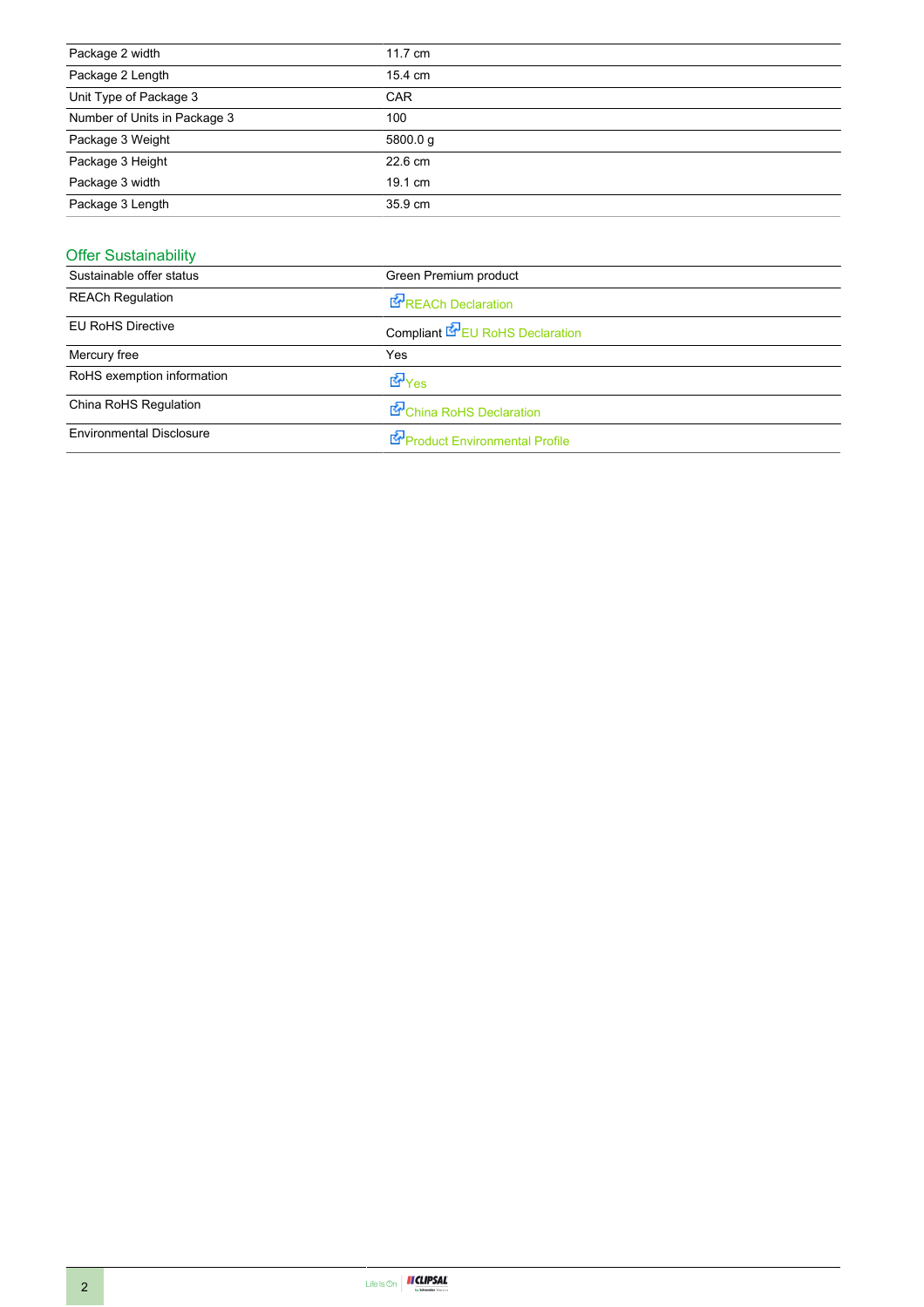| | |
|---|---|
| Package 2 width | 11.7 cm |
| Package 2 Length | 15.4 cm |
| Unit Type of Package 3 | CAR |
| Number of Units in Package 3 | 100 |
| Package 3 Weight | 5800.0 g |
| Package 3 Height | 22.6 cm |
| Package 3 width | 19.1 cm |
| Package 3 Length | 35.9 cm |

## Offer Sustainability

| | |
|---|---|
| Sustainable offer status | Green Premium product |
| REACh Regulation | REACh Declaration |
| EU RoHS Directive | Compliant EU RoHS Declaration |
| Mercury free | Yes |
| RoHS exemption information | Yes |
| China RoHS Regulation | China RoHS Declaration |
| Environmental Disclosure | Product Environmental Profile |